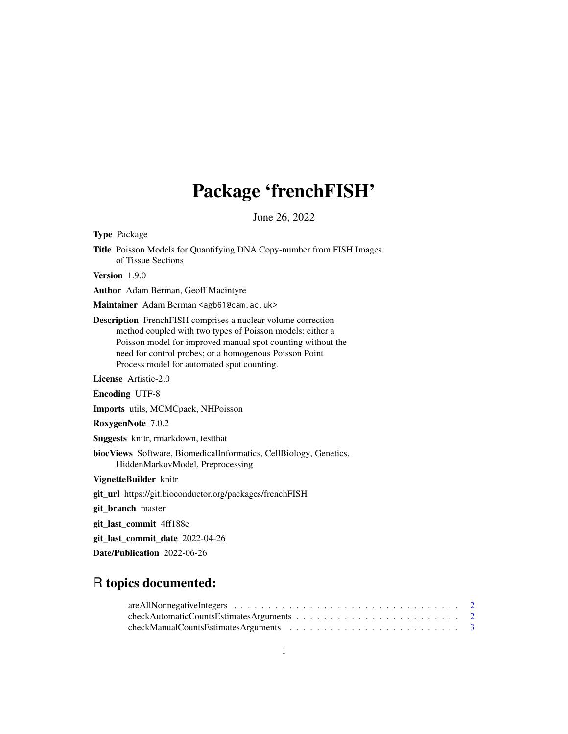# Package 'frenchFISH'

June 26, 2022

**Type** Package

**Title** Poisson Models for Quantifying DNA Copy-number from FISH Images of Tissue Sections

**Version** 1.9.0

**Author** Adam Berman, Geoff Macintyre

**Maintainer** Adam Berman <agb61@cam.ac.uk>

**Description** FrenchFISH comprises a nuclear volume correction method coupled with two types of Poisson models: either a Poisson model for improved manual spot counting without the need for control probes; or a homogenous Poisson Point Process model for automated spot counting.

**License** Artistic-2.0

**Encoding** UTF-8

**Imports** utils, MCMCpack, NHPoisson

**RoxygenNote** 7.0.2

**Suggests** knitr, rmarkdown, testthat

**biocViews** Software, BiomedicalInformatics, CellBiology, Genetics, HiddenMarkovModel, Preprocessing

**VignetteBuilder** knitr

**git_url** https://git.bioconductor.org/packages/frenchFISH

**git_branch** master

**git_last_commit** 4ff188e

**git_last_commit_date** 2022-04-26

**Date/Publication** 2022-06-26

## R topics documented:

areAllNonnegativeIntegers . . . . . . . . . . . . . . . . . . . . . . . . . . . . . . . . . 2
checkAutomaticCountsEstimatesArguments . . . . . . . . . . . . . . . . . . . . . . . . 2
checkManualCountsEstimatesArguments . . . . . . . . . . . . . . . . . . . . . . . . . 3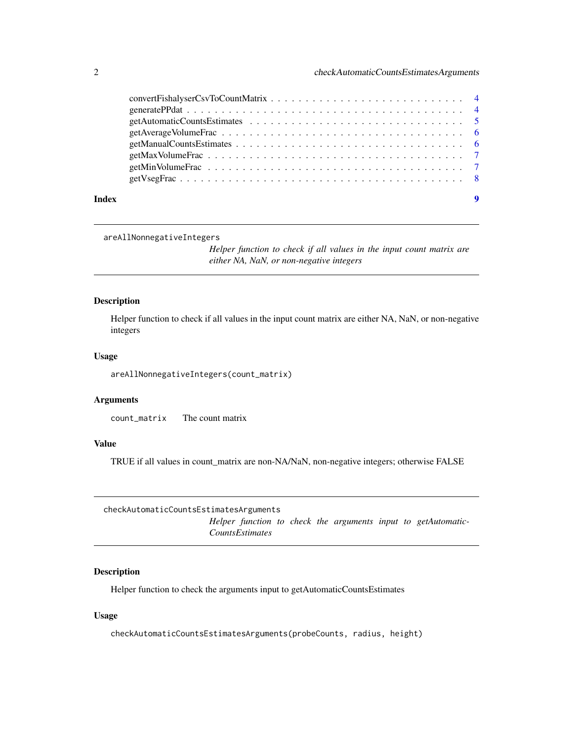convertFishalyserCsvToCountMatrix . . . . . . . . . . . . . . . . . . . . . . . . . . 4
generatePPdat . . . . . . . . . . . . . . . . . . . . . . . . . . . . . . . . . . . . 4
getAutomaticCountsEstimates . . . . . . . . . . . . . . . . . . . . . . . . . . . . . 5
getAverageVolumeFrac . . . . . . . . . . . . . . . . . . . . . . . . . . . . . . . . 6
getManualCountsEstimates . . . . . . . . . . . . . . . . . . . . . . . . . . . . . . 6
getMaxVolumeFrac . . . . . . . . . . . . . . . . . . . . . . . . . . . . . . . . . . 7
getMinVolumeFrac . . . . . . . . . . . . . . . . . . . . . . . . . . . . . . . . . . 7
getVsegFrac . . . . . . . . . . . . . . . . . . . . . . . . . . . . . . . . . . . . . 8

**Index** **9**

---

`areAllNonnegativeIntegers` *Helper function to check if all values in the input count matrix are either NA, NaN, or non-negative integers*

---

### Description

Helper function to check if all values in the input count matrix are either NA, NaN, or non-negative integers

### Usage

```
areAllNonnegativeIntegers(count_matrix)
```

### Arguments

| | |
|---|---|
| `count_matrix` | The count matrix |

### Value

TRUE if all values in count_matrix are non-NA/NaN, non-negative integers; otherwise FALSE

---

`checkAutomaticCountsEstimatesArguments` *Helper function to check the arguments input to getAutomaticCountsEstimates*

---

### Description

Helper function to check the arguments input to getAutomaticCountsEstimates

### Usage

```
checkAutomaticCountsEstimatesArguments(probeCounts, radius, height)
```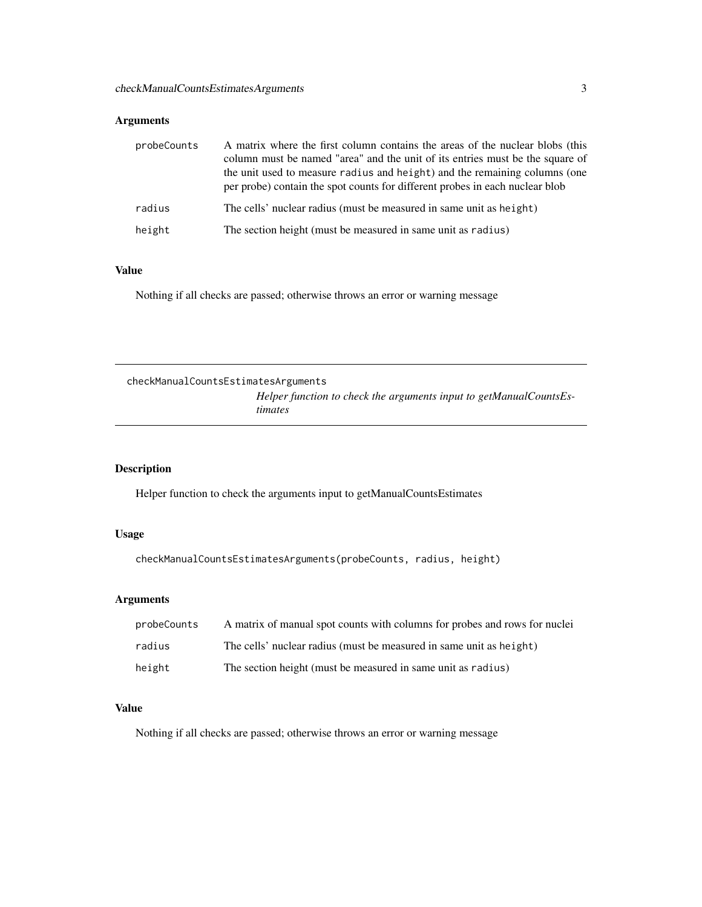## Arguments

| | |
|---|---|
| probeCounts | A matrix where the first column contains the areas of the nuclear blobs (this column must be named "area" and the unit of its entries must be the square of the unit used to measure `radius` and `height`) and the remaining columns (one per probe) contain the spot counts for different probes in each nuclear blob |
| radius | The cells' nuclear radius (must be measured in same unit as `height`) |
| height | The section height (must be measured in same unit as `radius`) |

## Value

Nothing if all checks are passed; otherwise throws an error or warning message

---

# checkManualCountsEstimatesArguments

*Helper function to check the arguments input to getManualCountsEstimates*

## Description

Helper function to check the arguments input to getManualCountsEstimates

## Usage

```
checkManualCountsEstimatesArguments(probeCounts, radius, height)
```

## Arguments

| | |
|---|---|
| probeCounts | A matrix of manual spot counts with columns for probes and rows for nuclei |
| radius | The cells' nuclear radius (must be measured in same unit as `height`) |
| height | The section height (must be measured in same unit as `radius`) |

## Value

Nothing if all checks are passed; otherwise throws an error or warning message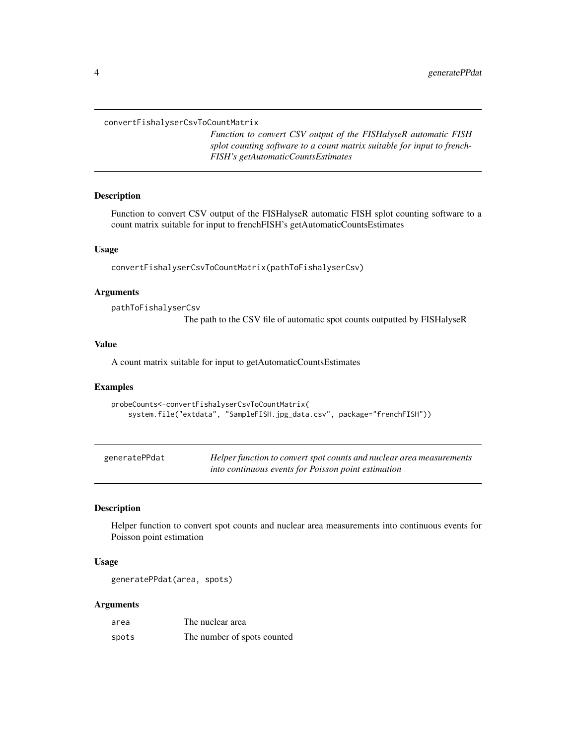## convertFishalyserCsvToCountMatrix

*Function to convert CSV output of the FISHalyseR automatic FISH splot counting software to a count matrix suitable for input to frenchFISH's getAutomaticCountsEstimates*

### Description

Function to convert CSV output of the FISHalyseR automatic FISH splot counting software to a count matrix suitable for input to frenchFISH's getAutomaticCountsEstimates

### Usage

```
convertFishalyserCsvToCountMatrix(pathToFishalyserCsv)
```

### Arguments

| | |
|---|---|
| pathToFishalyserCsv | The path to the CSV file of automatic spot counts outputted by FISHalyseR |

### Value

A count matrix suitable for input to getAutomaticCountsEstimates

### Examples

```
probeCounts<-convertFishalyserCsvToCountMatrix(
    system.file("extdata", "SampleFISH.jpg_data.csv", package="frenchFISH"))
```

## generatePPdat

*Helper function to convert spot counts and nuclear area measurements into continuous events for Poisson point estimation*

### Description

Helper function to convert spot counts and nuclear area measurements into continuous events for Poisson point estimation

### Usage

```
generatePPdat(area, spots)
```

### Arguments

| | |
|---|---|
| area | The nuclear area |
| spots | The number of spots counted |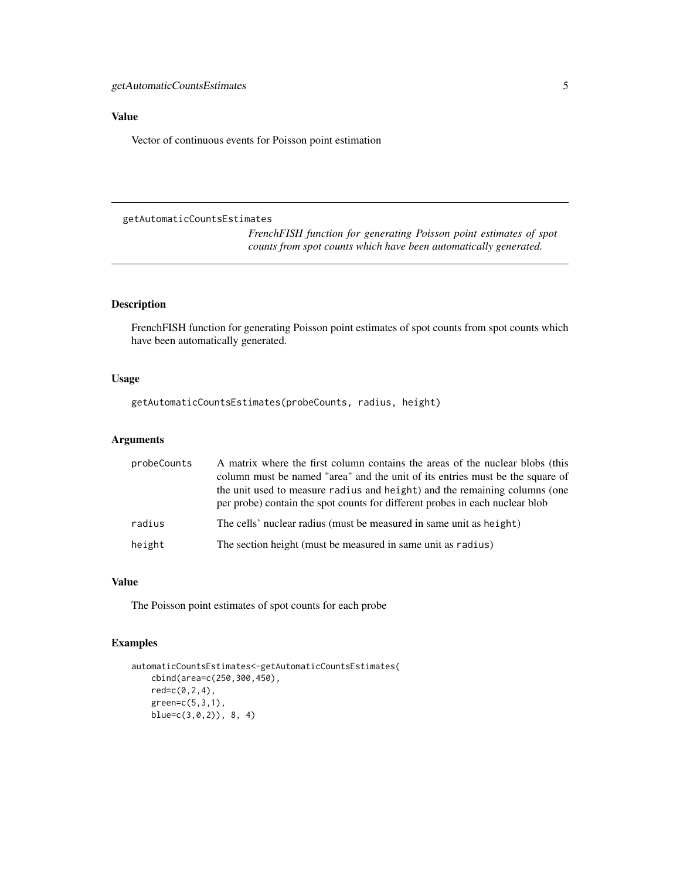### Value

Vector of continuous events for Poisson point estimation

---

## getAutomaticCountsEstimates

*FrenchFISH function for generating Poisson point estimates of spot counts from spot counts which have been automatically generated.*

---

### Description

FrenchFISH function for generating Poisson point estimates of spot counts from spot counts which have been automatically generated.

### Usage

```
getAutomaticCountsEstimates(probeCounts, radius, height)
```

### Arguments

| | |
|---|---|
| `probeCounts` | A matrix where the first column contains the areas of the nuclear blobs (this column must be named "area" and the unit of its entries must be the square of the unit used to measure `radius` and `height`) and the remaining columns (one per probe) contain the spot counts for different probes in each nuclear blob |
| `radius` | The cells' nuclear radius (must be measured in same unit as `height`) |
| `height` | The section height (must be measured in same unit as `radius`) |

### Value

The Poisson point estimates of spot counts for each probe

### Examples

```
automaticCountsEstimates<-getAutomaticCountsEstimates(
    cbind(area=c(250,300,450),
    red=c(0,2,4),
    green=c(5,3,1),
    blue=c(3,0,2)), 8, 4)
```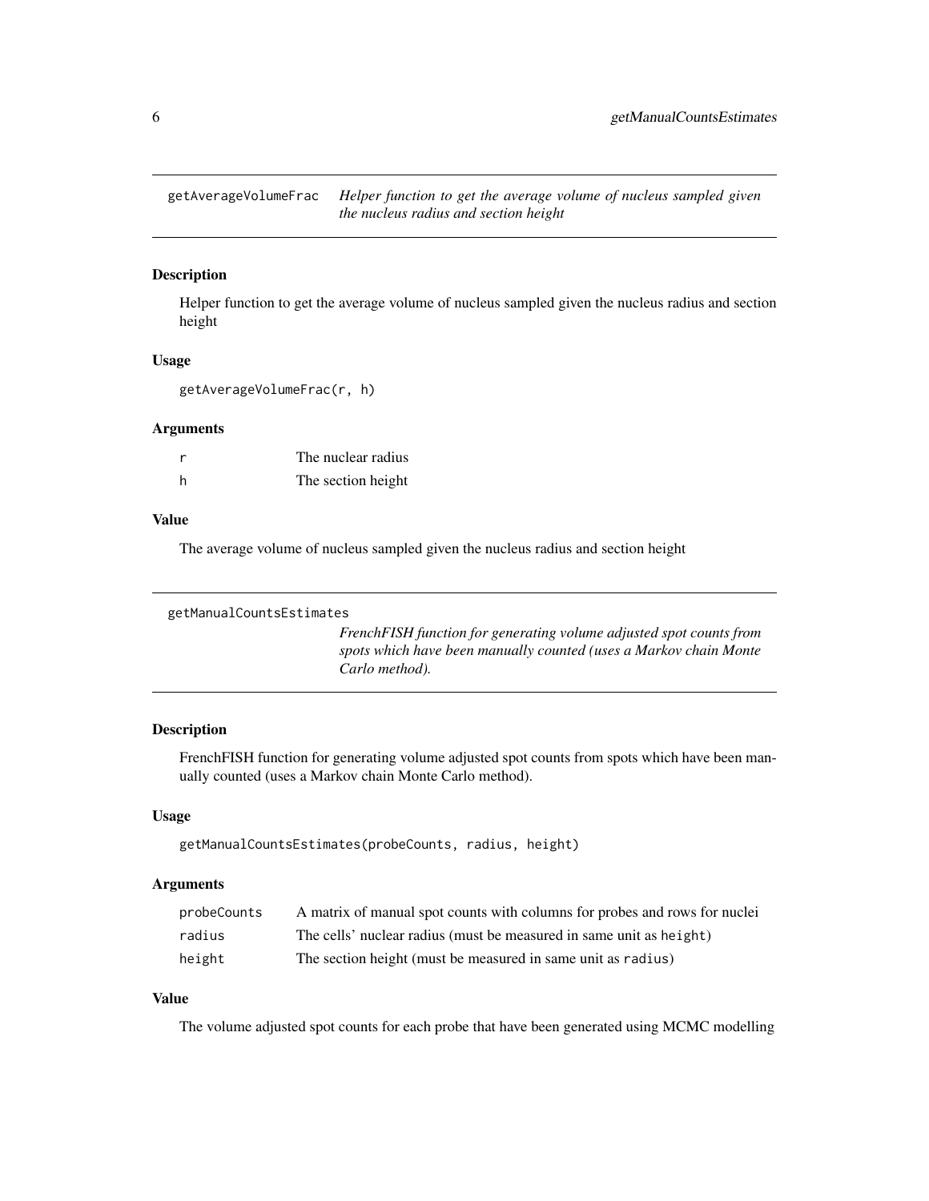## getAverageVolumeFrac

*Helper function to get the average volume of nucleus sampled given the nucleus radius and section height*

### Description

Helper function to get the average volume of nucleus sampled given the nucleus radius and section height

### Usage

```
getAverageVolumeFrac(r, h)
```

### Arguments

| | |
|---|---|
| r | The nuclear radius |
| h | The section height |

### Value

The average volume of nucleus sampled given the nucleus radius and section height

## getManualCountsEstimates

*FrenchFISH function for generating volume adjusted spot counts from spots which have been manually counted (uses a Markov chain Monte Carlo method).*

### Description

FrenchFISH function for generating volume adjusted spot counts from spots which have been manually counted (uses a Markov chain Monte Carlo method).

### Usage

```
getManualCountsEstimates(probeCounts, radius, height)
```

### Arguments

| | |
|---|---|
| probeCounts | A matrix of manual spot counts with columns for probes and rows for nuclei |
| radius | The cells' nuclear radius (must be measured in same unit as `height`) |
| height | The section height (must be measured in same unit as `radius`) |

### Value

The volume adjusted spot counts for each probe that have been generated using MCMC modelling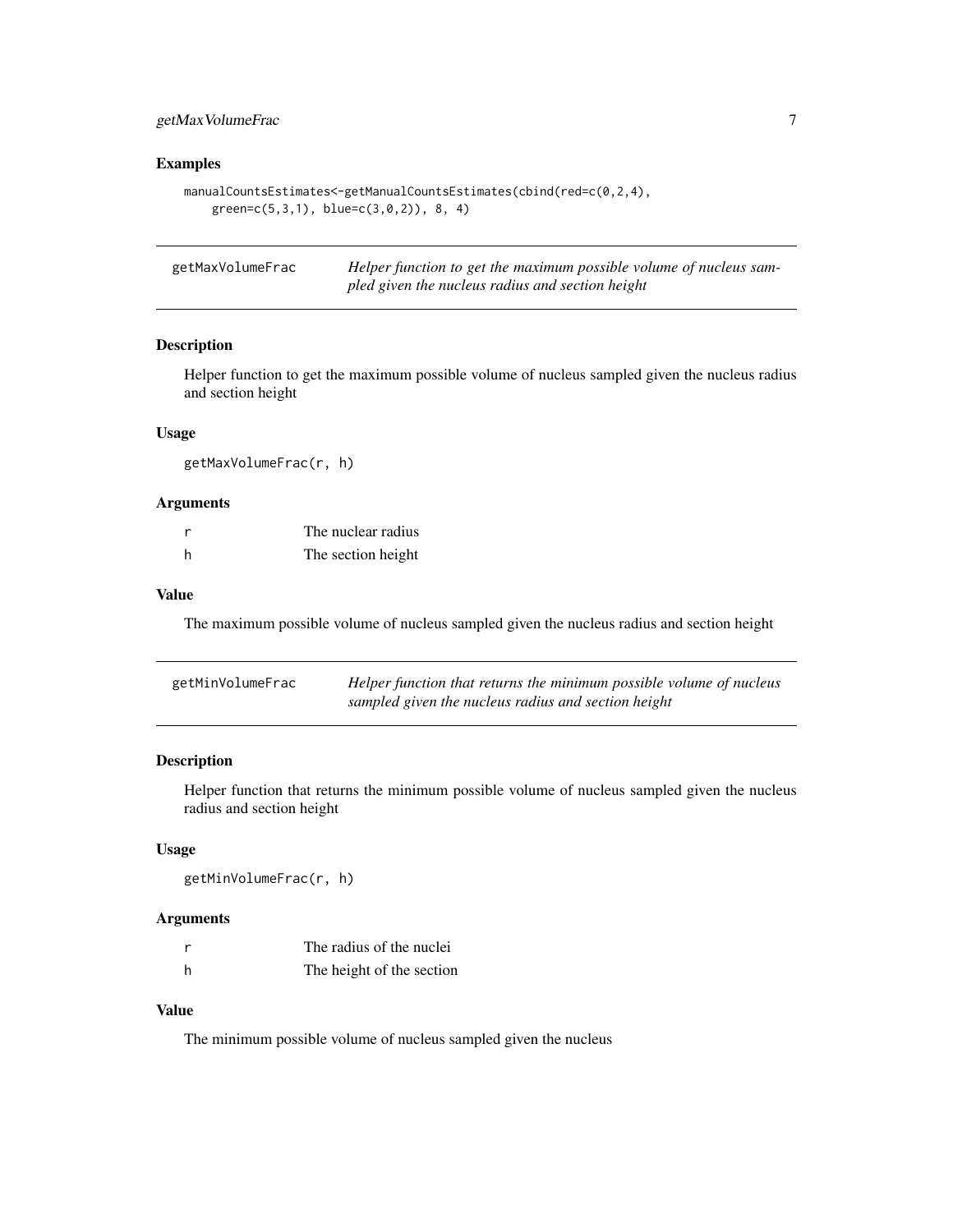## Examples

```
manualCountsEstimates<-getManualCountsEstimates(cbind(red=c(0,2,4),
    green=c(5,3,1), blue=c(3,0,2)), 8, 4)
```

---

# getMaxVolumeFrac

*Helper function to get the maximum possible volume of nucleus sampled given the nucleus radius and section height*

---

## Description

Helper function to get the maximum possible volume of nucleus sampled given the nucleus radius and section height

## Usage

```
getMaxVolumeFrac(r, h)
```

## Arguments

| | |
|---|---|
| r | The nuclear radius |
| h | The section height |

## Value

The maximum possible volume of nucleus sampled given the nucleus radius and section height

---

# getMinVolumeFrac

*Helper function that returns the minimum possible volume of nucleus sampled given the nucleus radius and section height*

---

## Description

Helper function that returns the minimum possible volume of nucleus sampled given the nucleus radius and section height

## Usage

```
getMinVolumeFrac(r, h)
```

## Arguments

| | |
|---|---|
| r | The radius of the nuclei |
| h | The height of the section |

## Value

The minimum possible volume of nucleus sampled given the nucleus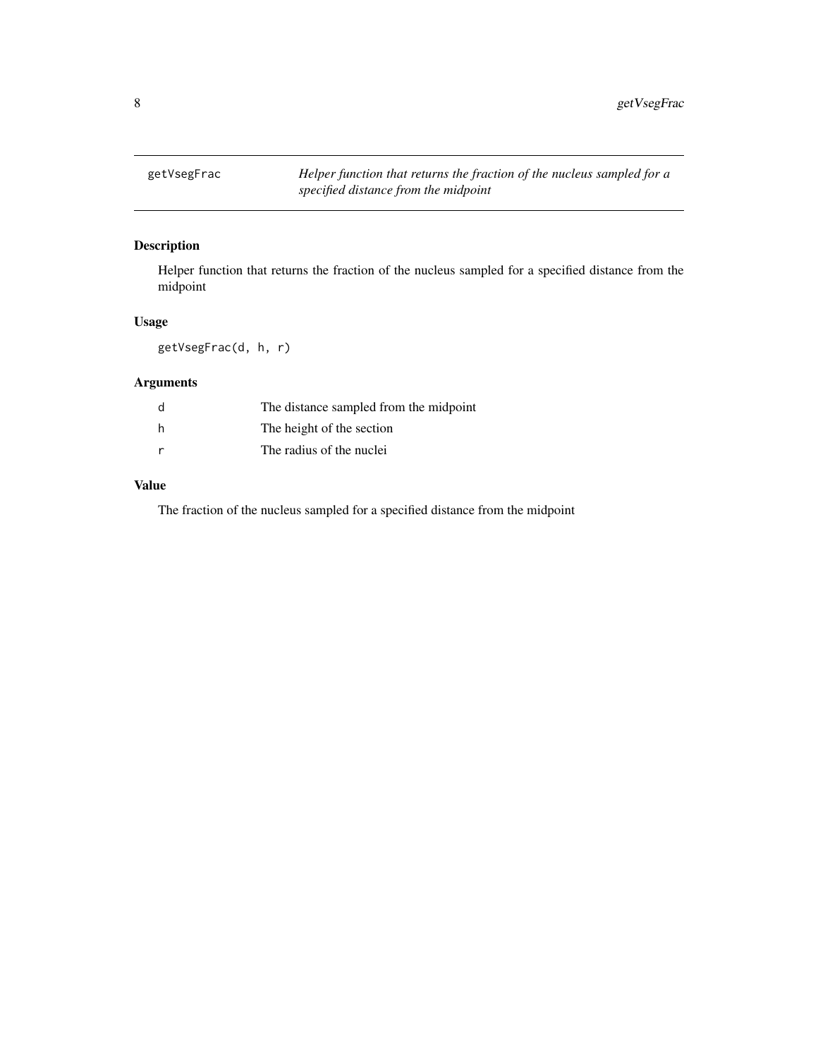## getVsegFrac

*Helper function that returns the fraction of the nucleus sampled for a specified distance from the midpoint*

### Description

Helper function that returns the fraction of the nucleus sampled for a specified distance from the midpoint

### Usage

```
getVsegFrac(d, h, r)
```

### Arguments

| | |
|---|---|
| d | The distance sampled from the midpoint |
| h | The height of the section |
| r | The radius of the nuclei |

### Value

The fraction of the nucleus sampled for a specified distance from the midpoint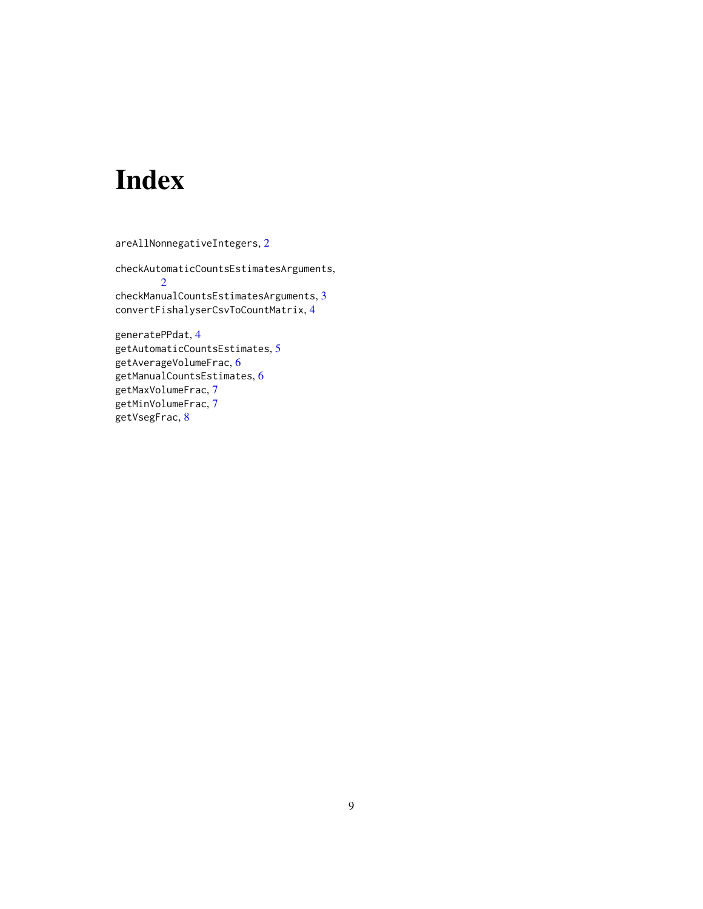# Index

areAllNonnegativeIntegers, 2

checkAutomaticCountsEstimatesArguments, 2
checkManualCountsEstimatesArguments, 3
convertFishalyserCsvToCountMatrix, 4

generatePPdat, 4
getAutomaticCountsEstimates, 5
getAverageVolumeFrac, 6
getManualCountsEstimates, 6
getMaxVolumeFrac, 7
getMinVolumeFrac, 7
getVsegFrac, 8